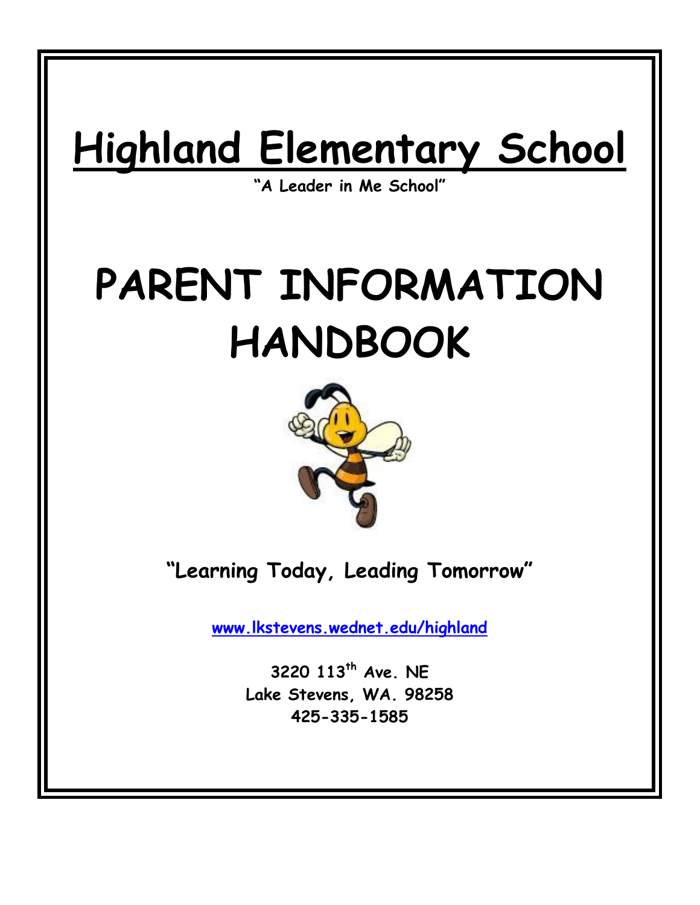# Highland Elementary School

**"A Leader in Me School"**

# PARENT INFORMATION HANDBOOK

**"Learning Today, Leading Tomorrow"**

[www.lkstevens.wednet.edu/highland](www.lkstevens.wednet.edu/highland)

**3220 113th Ave. NE**
**Lake Stevens, WA. 98258**
**425-335-1585**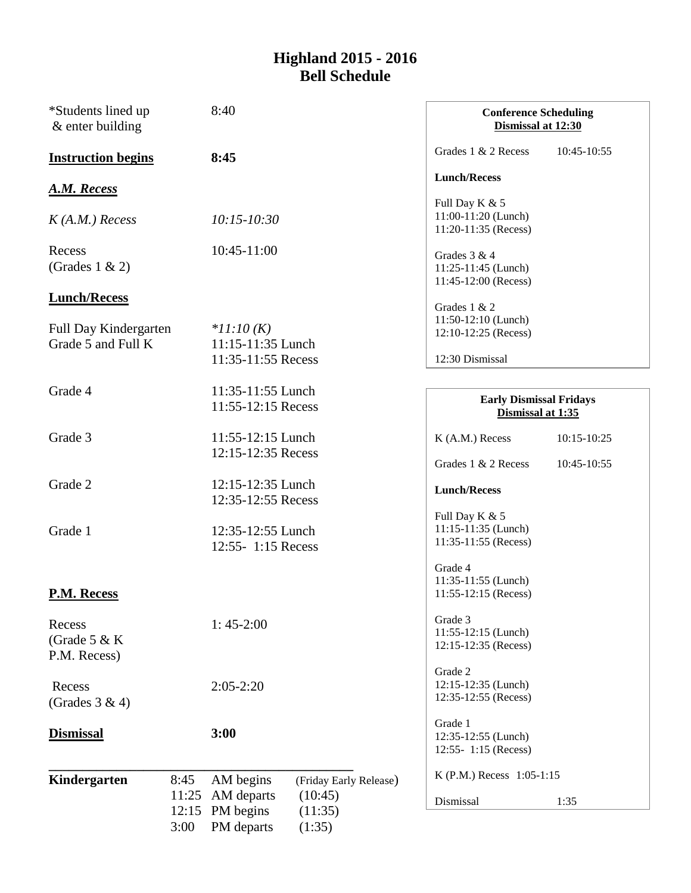# Highland 2015 - 2016
# Bell Schedule

*Students lined up & enter building — 8:40

**Instruction begins** — **8:45**

***A.M. Recess***

*K (A.M.) Recess* — *10:15-10:30*

Recess (Grades 1 & 2) — 10:45-11:00

**Lunch/Recess**

Full Day Kindergarten — **11:10 (K)*
Grade 5 and Full K — 11:15-11:35 Lunch; 11:35-11:55 Recess

Grade 4 — 11:35-11:55 Lunch; 11:55-12:15 Recess

Grade 3 — 11:55-12:15 Lunch; 12:15-12:35 Recess

Grade 2 — 12:15-12:35 Lunch; 12:35-12:55 Recess

Grade 1 — 12:35-12:55 Lunch; 12:55- 1:15 Recess

**P.M. Recess**

Recess (Grade 5 & K P.M. Recess) — 1: 45-2:00

Recess (Grades 3 & 4) — 2:05-2:20

**Dismissal** — **3:00**

| **Kindergarten** | | | (Friday Early Release) |
|---|---|---|---|
| | 8:45 | AM begins | |
| | 11:25 | AM departs | (10:45) |
| | 12:15 | PM begins | (11:35) |
| | 3:00 | PM departs | (1:35) |

---

**Conference Scheduling**
**Dismissal at 12:30**

Grades 1 & 2 Recess — 10:45-10:55

**Lunch/Recess**

Full Day K & 5
11:00-11:20 (Lunch)
11:20-11:35 (Recess)

Grades 3 & 4
11:25-11:45 (Lunch)
11:45-12:00 (Recess)

Grades 1 & 2
11:50-12:10 (Lunch)
12:10-12:25 (Recess)

12:30 Dismissal

---

**Early Dismissal Fridays**
**Dismissal at 1:35**

K (A.M.) Recess — 10:15-10:25

Grades 1 & 2 Recess — 10:45-10:55

**Lunch/Recess**

Full Day K & 5
11:15-11:35 (Lunch)
11:35-11:55 (Recess)

Grade 4
11:35-11:55 (Lunch)
11:55-12:15 (Recess)

Grade 3
11:55-12:15 (Lunch)
12:15-12:35 (Recess)

Grade 2
12:15-12:35 (Lunch)
12:35-12:55 (Recess)

Grade 1
12:35-12:55 (Lunch)
12:55- 1:15 (Recess)

K (P.M.) Recess 1:05-1:15

Dismissal — 1:35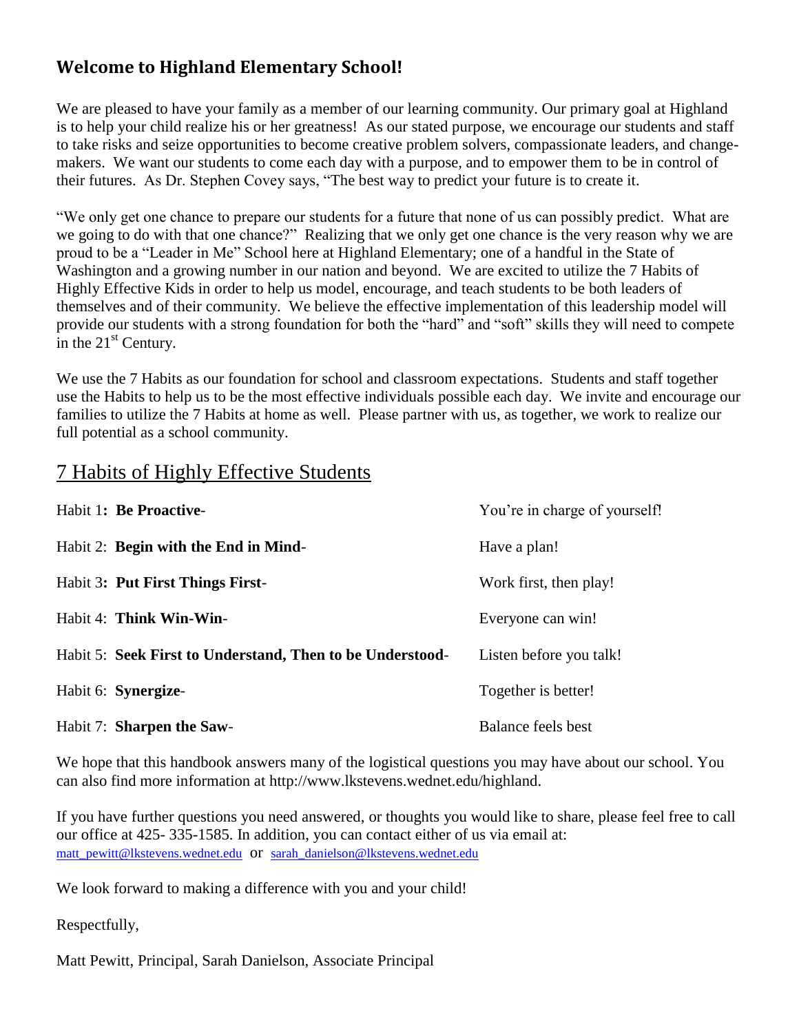## Welcome to Highland Elementary School!

We are pleased to have your family as a member of our learning community. Our primary goal at Highland is to help your child realize his or her greatness! As our stated purpose, we encourage our students and staff to take risks and seize opportunities to become creative problem solvers, compassionate leaders, and change-makers. We want our students to come each day with a purpose, and to empower them to be in control of their futures. As Dr. Stephen Covey says, "The best way to predict your future is to create it.

"We only get one chance to prepare our students for a future that none of us can possibly predict. What are we going to do with that one chance?" Realizing that we only get one chance is the very reason why we are proud to be a "Leader in Me" School here at Highland Elementary; one of a handful in the State of Washington and a growing number in our nation and beyond. We are excited to utilize the 7 Habits of Highly Effective Kids in order to help us model, encourage, and teach students to be both leaders of themselves and of their community. We believe the effective implementation of this leadership model will provide our students with a strong foundation for both the "hard" and "soft" skills they will need to compete in the 21st Century.

We use the 7 Habits as our foundation for school and classroom expectations. Students and staff together use the Habits to help us to be the most effective individuals possible each day. We invite and encourage our families to utilize the 7 Habits at home as well. Please partner with us, as together, we work to realize our full potential as a school community.

## 7 Habits of Highly Effective Students

| | |
|---|---|
| Habit 1**: Be Proactive**- | You're in charge of yourself! |
| Habit 2: **Begin with the End in Mind**- | Have a plan! |
| Habit 3**: Put First Things First**- | Work first, then play! |
| Habit 4: **Think Win-Win**- | Everyone can win! |
| Habit 5: **Seek First to Understand, Then to be Understood**- | Listen before you talk! |
| Habit 6: **Synergize**- | Together is better! |
| Habit 7: **Sharpen the Saw**- | Balance feels best |

We hope that this handbook answers many of the logistical questions you may have about our school. You can also find more information at http://www.lkstevens.wednet.edu/highland.

If you have further questions you need answered, or thoughts you would like to share, please feel free to call our office at 425- 335-1585. In addition, you can contact either of us via email at: matt_pewitt@lkstevens.wednet.edu or sarah_danielson@lkstevens.wednet.edu

We look forward to making a difference with you and your child!

Respectfully,

Matt Pewitt, Principal, Sarah Danielson, Associate Principal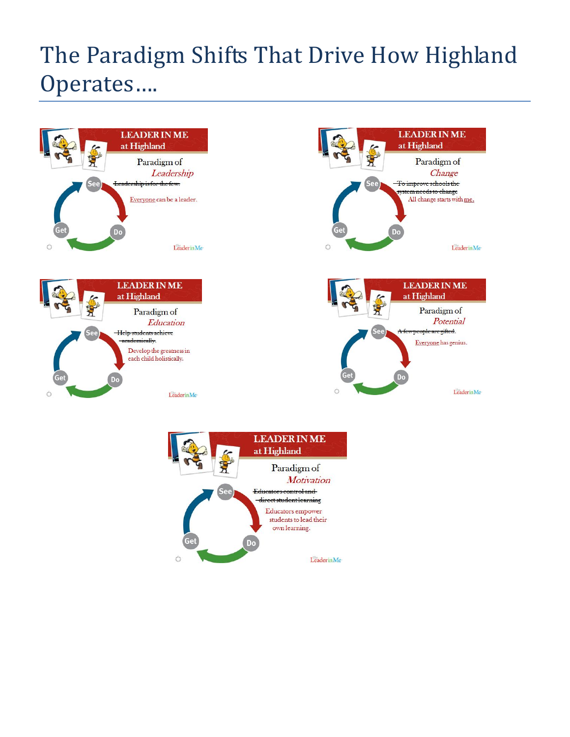# The Paradigm Shifts That Drive How Highland Operates….

**LEADER IN ME at Highland**

Paradigm of *Leadership*

See – ~~Leadership is for the few.~~

Everyone can be a leader.

See → Do → Get

**LEADER IN ME at Highland**

Paradigm of *Change*

See – ~~To improve schools the system needs to change~~

All change starts with me.

See → Do → Get

**LEADER IN ME at Highland**

Paradigm of *Education*

See – ~~Help students achieve academically.~~

Develop the greatness in each child holistically.

See → Do → Get

**LEADER IN ME at Highland**

Paradigm of *Potential*

See – ~~A few people are gifted.~~

Everyone has genius.

See → Do → Get

**LEADER IN ME at Highland**

Paradigm of *Motivation*

See – ~~Educators control and direct student learning~~

Educators empower students to lead their own learning.

See → Do → Get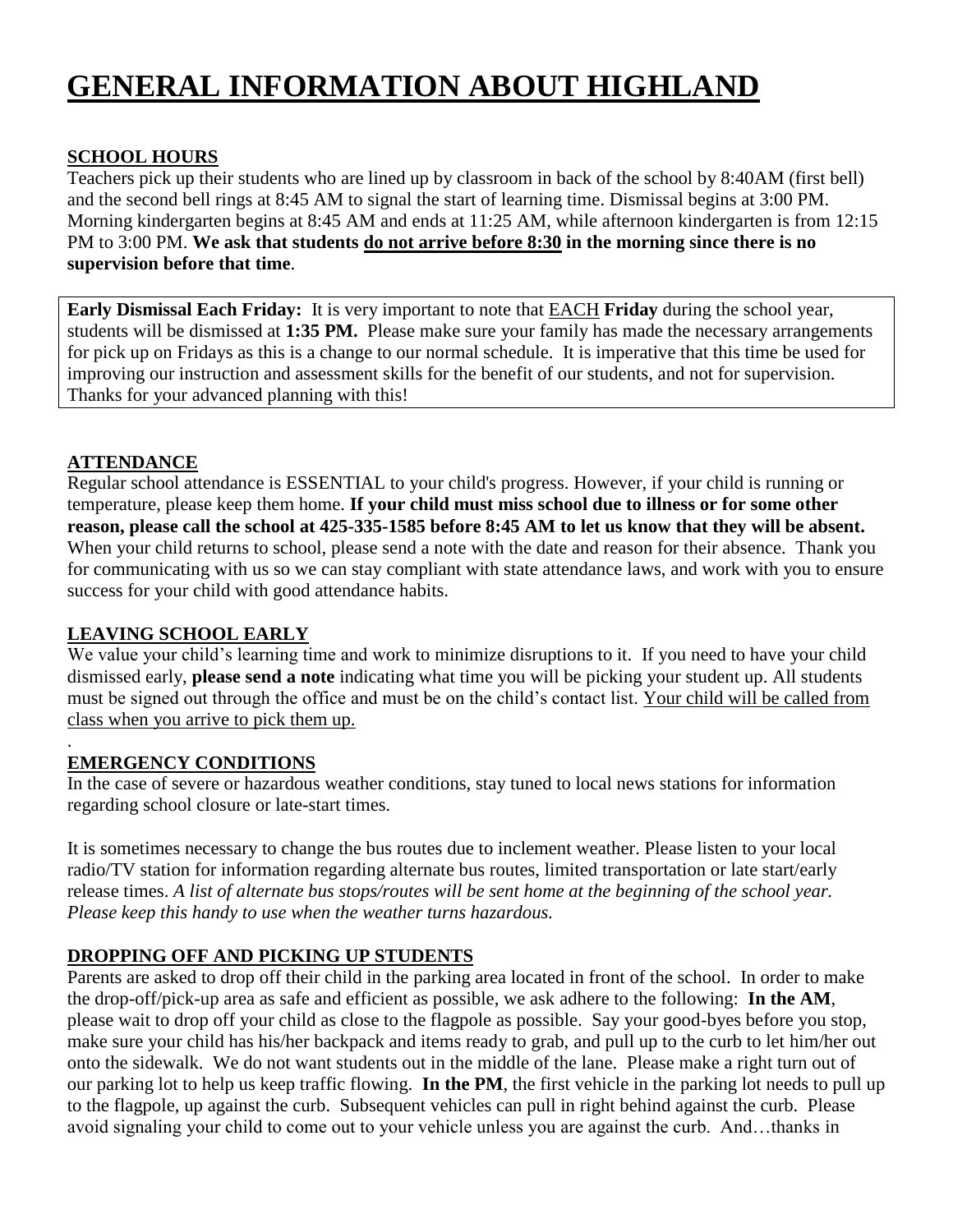# GENERAL INFORMATION ABOUT HIGHLAND

## SCHOOL HOURS

Teachers pick up their students who are lined up by classroom in back of the school by 8:40AM (first bell) and the second bell rings at 8:45 AM to signal the start of learning time. Dismissal begins at 3:00 PM. Morning kindergarten begins at 8:45 AM and ends at 11:25 AM, while afternoon kindergarten is from 12:15 PM to 3:00 PM. **We ask that students do not arrive before 8:30 in the morning since there is no supervision before that time**.

**Early Dismissal Each Friday:** It is very important to note that EACH **Friday** during the school year, students will be dismissed at **1:35 PM.** Please make sure your family has made the necessary arrangements for pick up on Fridays as this is a change to our normal schedule. It is imperative that this time be used for improving our instruction and assessment skills for the benefit of our students, and not for supervision. Thanks for your advanced planning with this!

## ATTENDANCE

Regular school attendance is ESSENTIAL to your child's progress. However, if your child is running or temperature, please keep them home. **If your child must miss school due to illness or for some other reason, please call the school at 425-335-1585 before 8:45 AM to let us know that they will be absent.** When your child returns to school, please send a note with the date and reason for their absence. Thank you for communicating with us so we can stay compliant with state attendance laws, and work with you to ensure success for your child with good attendance habits.

## LEAVING SCHOOL EARLY

We value your child's learning time and work to minimize disruptions to it. If you need to have your child dismissed early, **please send a note** indicating what time you will be picking your student up. All students must be signed out through the office and must be on the child's contact list. Your child will be called from class when you arrive to pick them up.

## EMERGENCY CONDITIONS

In the case of severe or hazardous weather conditions, stay tuned to local news stations for information regarding school closure or late-start times.

It is sometimes necessary to change the bus routes due to inclement weather. Please listen to your local radio/TV station for information regarding alternate bus routes, limited transportation or late start/early release times. *A list of alternate bus stops/routes will be sent home at the beginning of the school year. Please keep this handy to use when the weather turns hazardous.*

## DROPPING OFF AND PICKING UP STUDENTS

Parents are asked to drop off their child in the parking area located in front of the school. In order to make the drop-off/pick-up area as safe and efficient as possible, we ask adhere to the following: **In the AM**, please wait to drop off your child as close to the flagpole as possible. Say your good-byes before you stop, make sure your child has his/her backpack and items ready to grab, and pull up to the curb to let him/her out onto the sidewalk. We do not want students out in the middle of the lane. Please make a right turn out of our parking lot to help us keep traffic flowing. **In the PM**, the first vehicle in the parking lot needs to pull up to the flagpole, up against the curb. Subsequent vehicles can pull in right behind against the curb. Please avoid signaling your child to come out to your vehicle unless you are against the curb. And…thanks in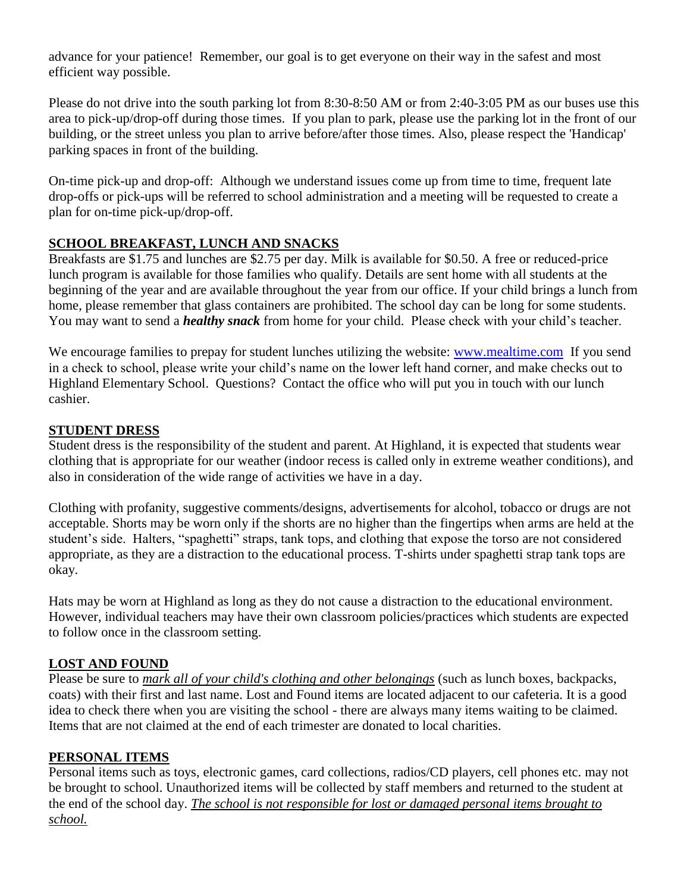advance for your patience! Remember, our goal is to get everyone on their way in the safest and most efficient way possible.

Please do not drive into the south parking lot from 8:30-8:50 AM or from 2:40-3:05 PM as our buses use this area to pick-up/drop-off during those times. If you plan to park, please use the parking lot in the front of our building, or the street unless you plan to arrive before/after those times. Also, please respect the 'Handicap' parking spaces in front of the building.

On-time pick-up and drop-off: Although we understand issues come up from time to time, frequent late drop-offs or pick-ups will be referred to school administration and a meeting will be requested to create a plan for on-time pick-up/drop-off.

## SCHOOL BREAKFAST, LUNCH AND SNACKS

Breakfasts are $1.75 and lunches are $2.75 per day. Milk is available for $0.50. A free or reduced-price lunch program is available for those families who qualify. Details are sent home with all students at the beginning of the year and are available throughout the year from our office. If your child brings a lunch from home, please remember that glass containers are prohibited. The school day can be long for some students. You may want to send a ***healthy snack*** from home for your child. Please check with your child's teacher.

We encourage families to prepay for student lunches utilizing the website: [www.mealtime.com](http://www.mealtime.com) If you send in a check to school, please write your child's name on the lower left hand corner, and make checks out to Highland Elementary School. Questions? Contact the office who will put you in touch with our lunch cashier.

## STUDENT DRESS

Student dress is the responsibility of the student and parent. At Highland, it is expected that students wear clothing that is appropriate for our weather (indoor recess is called only in extreme weather conditions), and also in consideration of the wide range of activities we have in a day.

Clothing with profanity, suggestive comments/designs, advertisements for alcohol, tobacco or drugs are not acceptable. Shorts may be worn only if the shorts are no higher than the fingertips when arms are held at the student's side. Halters, "spaghetti" straps, tank tops, and clothing that expose the torso are not considered appropriate, as they are a distraction to the educational process. T-shirts under spaghetti strap tank tops are okay.

Hats may be worn at Highland as long as they do not cause a distraction to the educational environment. However, individual teachers may have their own classroom policies/practices which students are expected to follow once in the classroom setting.

## LOST AND FOUND

Please be sure to *mark all of your child's clothing and other belongings* (such as lunch boxes, backpacks, coats) with their first and last name. Lost and Found items are located adjacent to our cafeteria. It is a good idea to check there when you are visiting the school - there are always many items waiting to be claimed. Items that are not claimed at the end of each trimester are donated to local charities.

## PERSONAL ITEMS

Personal items such as toys, electronic games, card collections, radios/CD players, cell phones etc. may not be brought to school. Unauthorized items will be collected by staff members and returned to the student at the end of the school day. *The school is not responsible for lost or damaged personal items brought to school.*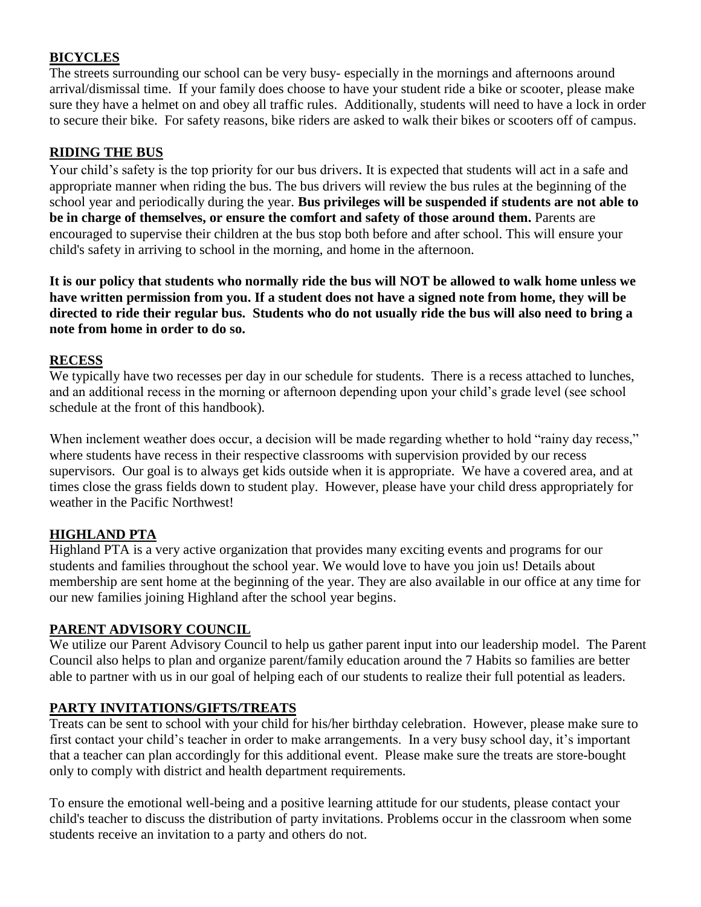## BICYCLES

The streets surrounding our school can be very busy- especially in the mornings and afternoons around arrival/dismissal time. If your family does choose to have your student ride a bike or scooter, please make sure they have a helmet on and obey all traffic rules. Additionally, students will need to have a lock in order to secure their bike. For safety reasons, bike riders are asked to walk their bikes or scooters off of campus.

## RIDING THE BUS

Your child's safety is the top priority for our bus drivers. It is expected that students will act in a safe and appropriate manner when riding the bus. The bus drivers will review the bus rules at the beginning of the school year and periodically during the year. **Bus privileges will be suspended if students are not able to be in charge of themselves, or ensure the comfort and safety of those around them.** Parents are encouraged to supervise their children at the bus stop both before and after school. This will ensure your child's safety in arriving to school in the morning, and home in the afternoon.

**It is our policy that students who normally ride the bus will NOT be allowed to walk home unless we have written permission from you. If a student does not have a signed note from home, they will be directed to ride their regular bus. Students who do not usually ride the bus will also need to bring a note from home in order to do so.**

## RECESS

We typically have two recesses per day in our schedule for students. There is a recess attached to lunches, and an additional recess in the morning or afternoon depending upon your child's grade level (see school schedule at the front of this handbook).

When inclement weather does occur, a decision will be made regarding whether to hold "rainy day recess," where students have recess in their respective classrooms with supervision provided by our recess supervisors. Our goal is to always get kids outside when it is appropriate. We have a covered area, and at times close the grass fields down to student play. However, please have your child dress appropriately for weather in the Pacific Northwest!

## HIGHLAND PTA

Highland PTA is a very active organization that provides many exciting events and programs for our students and families throughout the school year. We would love to have you join us! Details about membership are sent home at the beginning of the year. They are also available in our office at any time for our new families joining Highland after the school year begins.

## PARENT ADVISORY COUNCIL

We utilize our Parent Advisory Council to help us gather parent input into our leadership model. The Parent Council also helps to plan and organize parent/family education around the 7 Habits so families are better able to partner with us in our goal of helping each of our students to realize their full potential as leaders.

## PARTY INVITATIONS/GIFTS/TREATS

Treats can be sent to school with your child for his/her birthday celebration. However, please make sure to first contact your child's teacher in order to make arrangements. In a very busy school day, it's important that a teacher can plan accordingly for this additional event. Please make sure the treats are store-bought only to comply with district and health department requirements.

To ensure the emotional well-being and a positive learning attitude for our students, please contact your child's teacher to discuss the distribution of party invitations. Problems occur in the classroom when some students receive an invitation to a party and others do not.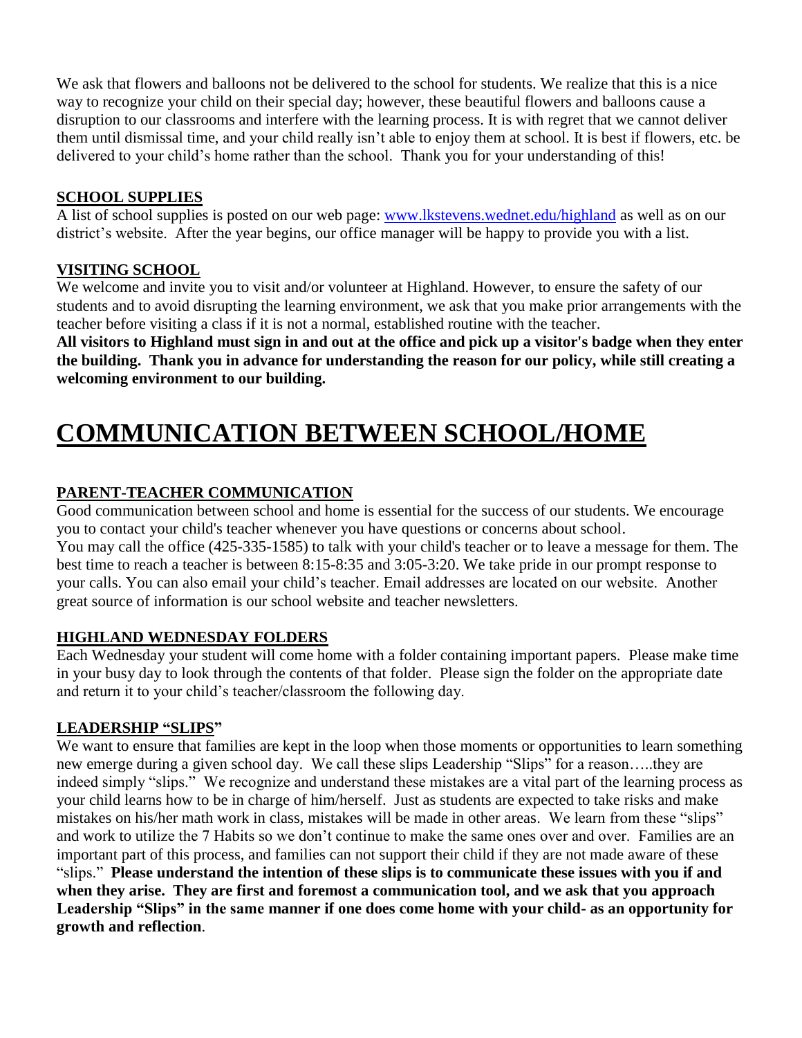We ask that flowers and balloons not be delivered to the school for students. We realize that this is a nice way to recognize your child on their special day; however, these beautiful flowers and balloons cause a disruption to our classrooms and interfere with the learning process. It is with regret that we cannot deliver them until dismissal time, and your child really isn't able to enjoy them at school. It is best if flowers, etc. be delivered to your child's home rather than the school. Thank you for your understanding of this!

### SCHOOL SUPPLIES

A list of school supplies is posted on our web page: [www.lkstevens.wednet.edu/highland](http://www.lkstevens.wednet.edu/highland) as well as on our district's website. After the year begins, our office manager will be happy to provide you with a list.

### VISITING SCHOOL

We welcome and invite you to visit and/or volunteer at Highland. However, to ensure the safety of our students and to avoid disrupting the learning environment, we ask that you make prior arrangements with the teacher before visiting a class if it is not a normal, established routine with the teacher.

**All visitors to Highland must sign in and out at the office and pick up a visitor's badge when they enter the building. Thank you in advance for understanding the reason for our policy, while still creating a welcoming environment to our building.**

# COMMUNICATION BETWEEN SCHOOL/HOME

### PARENT-TEACHER COMMUNICATION

Good communication between school and home is essential for the success of our students. We encourage you to contact your child's teacher whenever you have questions or concerns about school.

You may call the office (425-335-1585) to talk with your child's teacher or to leave a message for them. The best time to reach a teacher is between 8:15-8:35 and 3:05-3:20. We take pride in our prompt response to your calls. You can also email your child's teacher. Email addresses are located on our website. Another great source of information is our school website and teacher newsletters.

### HIGHLAND WEDNESDAY FOLDERS

Each Wednesday your student will come home with a folder containing important papers. Please make time in your busy day to look through the contents of that folder. Please sign the folder on the appropriate date and return it to your child's teacher/classroom the following day.

### LEADERSHIP "SLIPS"

We want to ensure that families are kept in the loop when those moments or opportunities to learn something new emerge during a given school day. We call these slips Leadership "Slips" for a reason…..they are indeed simply "slips." We recognize and understand these mistakes are a vital part of the learning process as your child learns how to be in charge of him/herself. Just as students are expected to take risks and make mistakes on his/her math work in class, mistakes will be made in other areas. We learn from these "slips" and work to utilize the 7 Habits so we don't continue to make the same ones over and over. Families are an important part of this process, and families can not support their child if they are not made aware of these "slips." **Please understand the intention of these slips is to communicate these issues with you if and when they arise. They are first and foremost a communication tool, and we ask that you approach Leadership "Slips" in the same manner if one does come home with your child- as an opportunity for growth and reflection**.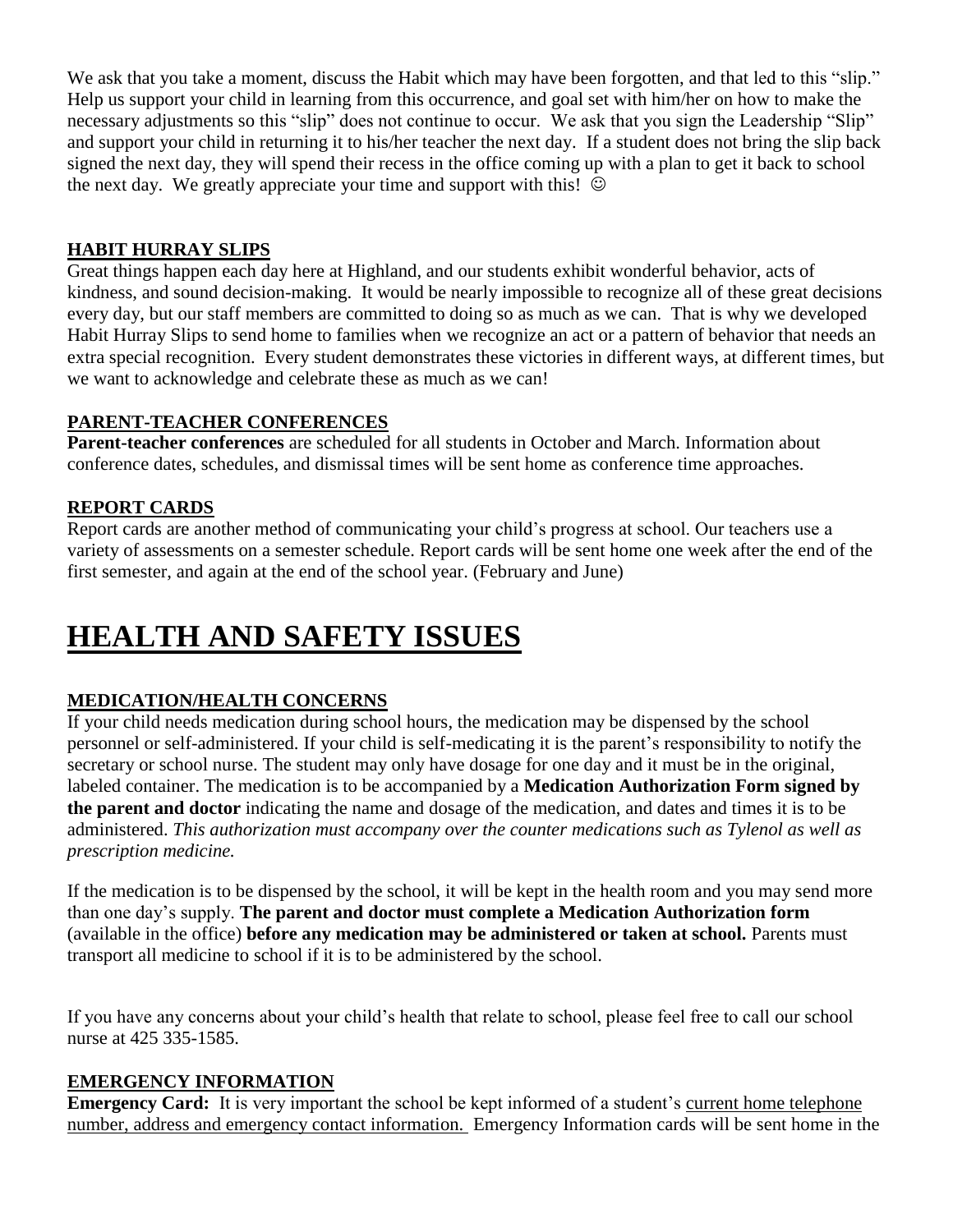We ask that you take a moment, discuss the Habit which may have been forgotten, and that led to this "slip." Help us support your child in learning from this occurrence, and goal set with him/her on how to make the necessary adjustments so this "slip" does not continue to occur. We ask that you sign the Leadership "Slip" and support your child in returning it to his/her teacher the next day. If a student does not bring the slip back signed the next day, they will spend their recess in the office coming up with a plan to get it back to school the next day. We greatly appreciate your time and support with this! ☺

### HABIT HURRAY SLIPS

Great things happen each day here at Highland, and our students exhibit wonderful behavior, acts of kindness, and sound decision-making. It would be nearly impossible to recognize all of these great decisions every day, but our staff members are committed to doing so as much as we can. That is why we developed Habit Hurray Slips to send home to families when we recognize an act or a pattern of behavior that needs an extra special recognition. Every student demonstrates these victories in different ways, at different times, but we want to acknowledge and celebrate these as much as we can!

### PARENT-TEACHER CONFERENCES

**Parent-teacher conferences** are scheduled for all students in October and March. Information about conference dates, schedules, and dismissal times will be sent home as conference time approaches.

### REPORT CARDS

Report cards are another method of communicating your child's progress at school. Our teachers use a variety of assessments on a semester schedule. Report cards will be sent home one week after the end of the first semester, and again at the end of the school year. (February and June)

# HEALTH AND SAFETY ISSUES

### MEDICATION/HEALTH CONCERNS

If your child needs medication during school hours, the medication may be dispensed by the school personnel or self-administered. If your child is self-medicating it is the parent's responsibility to notify the secretary or school nurse. The student may only have dosage for one day and it must be in the original, labeled container. The medication is to be accompanied by a **Medication Authorization Form signed by the parent and doctor** indicating the name and dosage of the medication, and dates and times it is to be administered. *This authorization must accompany over the counter medications such as Tylenol as well as prescription medicine.*

If the medication is to be dispensed by the school, it will be kept in the health room and you may send more than one day's supply. **The parent and doctor must complete a Medication Authorization form** (available in the office) **before any medication may be administered or taken at school.** Parents must transport all medicine to school if it is to be administered by the school.

If you have any concerns about your child's health that relate to school, please feel free to call our school nurse at 425 335-1585.

### EMERGENCY INFORMATION

**Emergency Card:** It is very important the school be kept informed of a student's current home telephone number, address and emergency contact information. Emergency Information cards will be sent home in the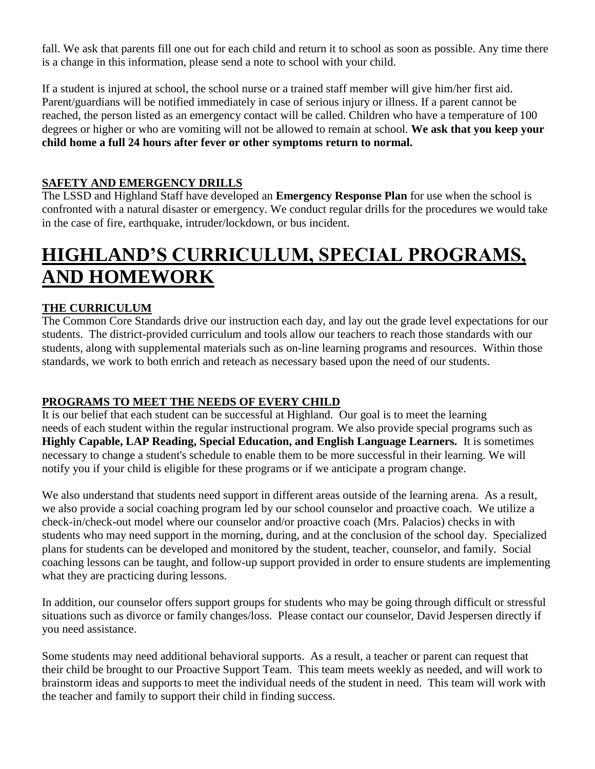fall. We ask that parents fill one out for each child and return it to school as soon as possible. Any time there is a change in this information, please send a note to school with your child.

If a student is injured at school, the school nurse or a trained staff member will give him/her first aid. Parent/guardians will be notified immediately in case of serious injury or illness. If a parent cannot be reached, the person listed as an emergency contact will be called. Children who have a temperature of 100 degrees or higher or who are vomiting will not be allowed to remain at school. **We ask that you keep your child home a full 24 hours after fever or other symptoms return to normal.**

### SAFETY AND EMERGENCY DRILLS

The LSSD and Highland Staff have developed an **Emergency Response Plan** for use when the school is confronted with a natural disaster or emergency. We conduct regular drills for the procedures we would take in the case of fire, earthquake, intruder/lockdown, or bus incident.

# HIGHLAND'S CURRICULUM, SPECIAL PROGRAMS, AND HOMEWORK

### THE CURRICULUM

The Common Core Standards drive our instruction each day, and lay out the grade level expectations for our students. The district-provided curriculum and tools allow our teachers to reach those standards with our students, along with supplemental materials such as on-line learning programs and resources. Within those standards, we work to both enrich and reteach as necessary based upon the need of our students.

### PROGRAMS TO MEET THE NEEDS OF EVERY CHILD

It is our belief that each student can be successful at Highland. Our goal is to meet the learning needs of each student within the regular instructional program. We also provide special programs such as **Highly Capable, LAP Reading, Special Education, and English Language Learners.** It is sometimes necessary to change a student's schedule to enable them to be more successful in their learning. We will notify you if your child is eligible for these programs or if we anticipate a program change.

We also understand that students need support in different areas outside of the learning arena. As a result, we also provide a social coaching program led by our school counselor and proactive coach. We utilize a check-in/check-out model where our counselor and/or proactive coach (Mrs. Palacios) checks in with students who may need support in the morning, during, and at the conclusion of the school day. Specialized plans for students can be developed and monitored by the student, teacher, counselor, and family. Social coaching lessons can be taught, and follow-up support provided in order to ensure students are implementing what they are practicing during lessons.

In addition, our counselor offers support groups for students who may be going through difficult or stressful situations such as divorce or family changes/loss. Please contact our counselor, David Jespersen directly if you need assistance.

Some students may need additional behavioral supports. As a result, a teacher or parent can request that their child be brought to our Proactive Support Team. This team meets weekly as needed, and will work to brainstorm ideas and supports to meet the individual needs of the student in need. This team will work with the teacher and family to support their child in finding success.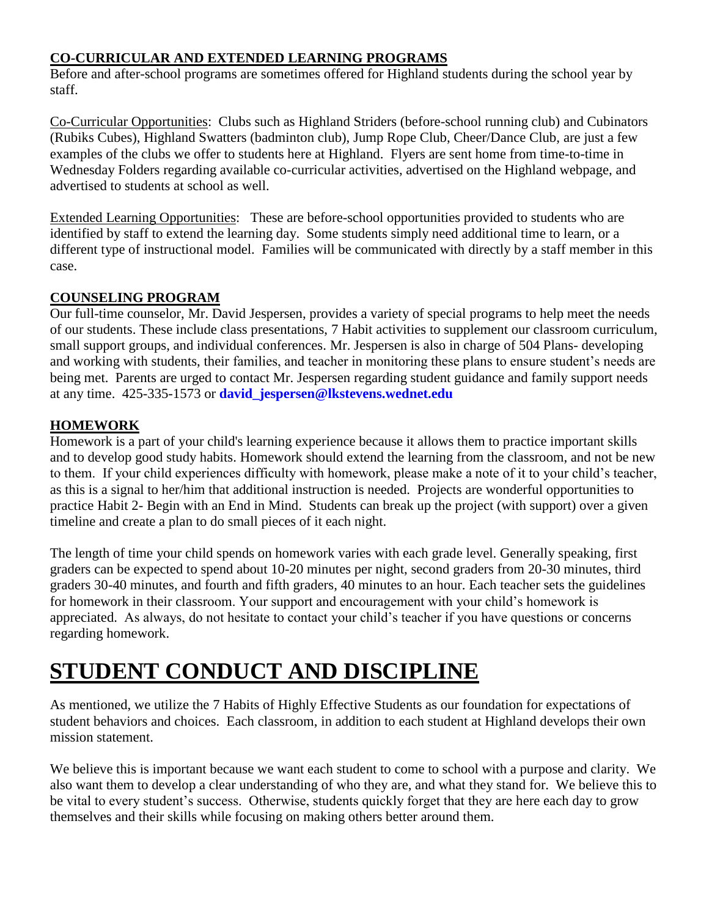## CO-CURRICULAR AND EXTENDED LEARNING PROGRAMS

Before and after-school programs are sometimes offered for Highland students during the school year by staff.

Co-Curricular Opportunities: Clubs such as Highland Striders (before-school running club) and Cubinators (Rubiks Cubes), Highland Swatters (badminton club), Jump Rope Club, Cheer/Dance Club, are just a few examples of the clubs we offer to students here at Highland. Flyers are sent home from time-to-time in Wednesday Folders regarding available co-curricular activities, advertised on the Highland webpage, and advertised to students at school as well.

Extended Learning Opportunities: These are before-school opportunities provided to students who are identified by staff to extend the learning day. Some students simply need additional time to learn, or a different type of instructional model. Families will be communicated with directly by a staff member in this case.

## COUNSELING PROGRAM

Our full-time counselor, Mr. David Jespersen, provides a variety of special programs to help meet the needs of our students. These include class presentations, 7 Habit activities to supplement our classroom curriculum, small support groups, and individual conferences. Mr. Jespersen is also in charge of 504 Plans- developing and working with students, their families, and teacher in monitoring these plans to ensure student's needs are being met. Parents are urged to contact Mr. Jespersen regarding student guidance and family support needs at any time. 425-335-1573 or **david_jespersen@lkstevens.wednet.edu**

## HOMEWORK

Homework is a part of your child's learning experience because it allows them to practice important skills and to develop good study habits. Homework should extend the learning from the classroom, and not be new to them. If your child experiences difficulty with homework, please make a note of it to your child's teacher, as this is a signal to her/him that additional instruction is needed. Projects are wonderful opportunities to practice Habit 2- Begin with an End in Mind. Students can break up the project (with support) over a given timeline and create a plan to do small pieces of it each night.

The length of time your child spends on homework varies with each grade level. Generally speaking, first graders can be expected to spend about 10-20 minutes per night, second graders from 20-30 minutes, third graders 30-40 minutes, and fourth and fifth graders, 40 minutes to an hour. Each teacher sets the guidelines for homework in their classroom. Your support and encouragement with your child's homework is appreciated. As always, do not hesitate to contact your child's teacher if you have questions or concerns regarding homework.

# STUDENT CONDUCT AND DISCIPLINE

As mentioned, we utilize the 7 Habits of Highly Effective Students as our foundation for expectations of student behaviors and choices. Each classroom, in addition to each student at Highland develops their own mission statement.

We believe this is important because we want each student to come to school with a purpose and clarity. We also want them to develop a clear understanding of who they are, and what they stand for. We believe this to be vital to every student's success. Otherwise, students quickly forget that they are here each day to grow themselves and their skills while focusing on making others better around them.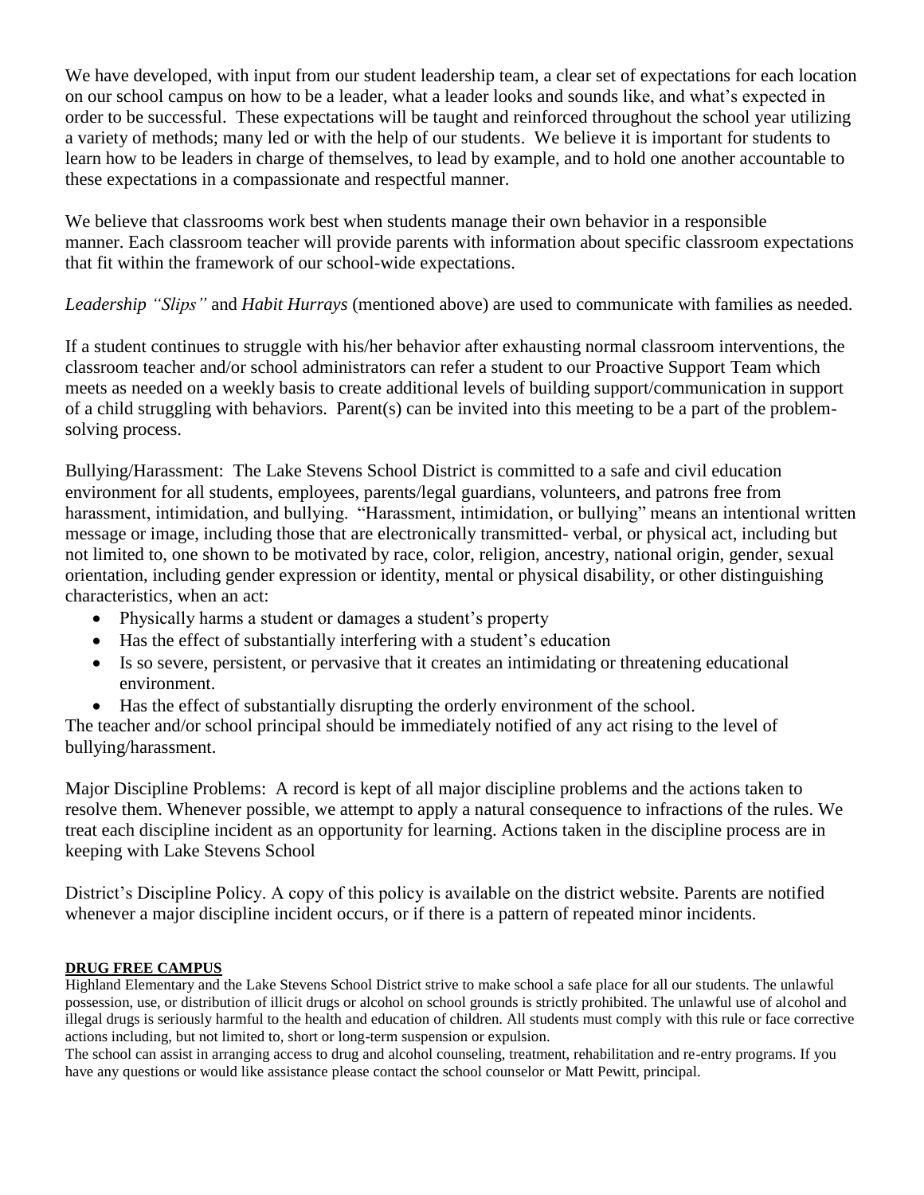We have developed, with input from our student leadership team, a clear set of expectations for each location on our school campus on how to be a leader, what a leader looks and sounds like, and what's expected in order to be successful. These expectations will be taught and reinforced throughout the school year utilizing a variety of methods; many led or with the help of our students. We believe it is important for students to learn how to be leaders in charge of themselves, to lead by example, and to hold one another accountable to these expectations in a compassionate and respectful manner.

We believe that classrooms work best when students manage their own behavior in a responsible manner. Each classroom teacher will provide parents with information about specific classroom expectations that fit within the framework of our school-wide expectations.

*Leadership "Slips"* and *Habit Hurrays* (mentioned above) are used to communicate with families as needed.

If a student continues to struggle with his/her behavior after exhausting normal classroom interventions, the classroom teacher and/or school administrators can refer a student to our Proactive Support Team which meets as needed on a weekly basis to create additional levels of building support/communication in support of a child struggling with behaviors. Parent(s) can be invited into this meeting to be a part of the problem-solving process.

Bullying/Harassment: The Lake Stevens School District is committed to a safe and civil education environment for all students, employees, parents/legal guardians, volunteers, and patrons free from harassment, intimidation, and bullying. "Harassment, intimidation, or bullying" means an intentional written message or image, including those that are electronically transmitted- verbal, or physical act, including but not limited to, one shown to be motivated by race, color, religion, ancestry, national origin, gender, sexual orientation, including gender expression or identity, mental or physical disability, or other distinguishing characteristics, when an act:

- Physically harms a student or damages a student's property
- Has the effect of substantially interfering with a student's education
- Is so severe, persistent, or pervasive that it creates an intimidating or threatening educational environment.
- Has the effect of substantially disrupting the orderly environment of the school.

The teacher and/or school principal should be immediately notified of any act rising to the level of bullying/harassment.

Major Discipline Problems: A record is kept of all major discipline problems and the actions taken to resolve them. Whenever possible, we attempt to apply a natural consequence to infractions of the rules. We treat each discipline incident as an opportunity for learning. Actions taken in the discipline process are in keeping with Lake Stevens School

District's Discipline Policy. A copy of this policy is available on the district website. Parents are notified whenever a major discipline incident occurs, or if there is a pattern of repeated minor incidents.

## DRUG FREE CAMPUS

Highland Elementary and the Lake Stevens School District strive to make school a safe place for all our students. The unlawful possession, use, or distribution of illicit drugs or alcohol on school grounds is strictly prohibited. The unlawful use of alcohol and illegal drugs is seriously harmful to the health and education of children. All students must comply with this rule or face corrective actions including, but not limited to, short or long-term suspension or expulsion.

The school can assist in arranging access to drug and alcohol counseling, treatment, rehabilitation and re-entry programs. If you have any questions or would like assistance please contact the school counselor or Matt Pewitt, principal.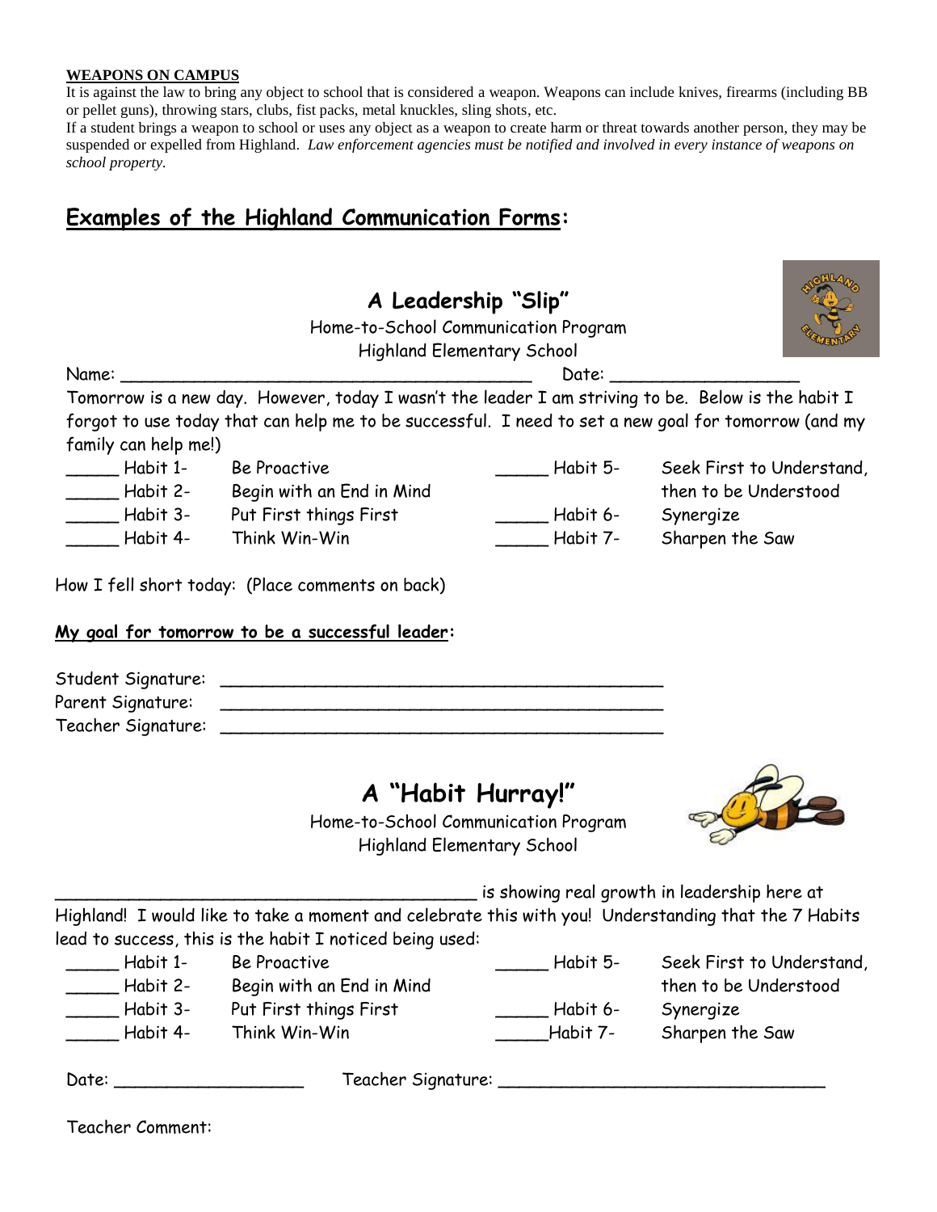**WEAPONS ON CAMPUS**

It is against the law to bring any object to school that is considered a weapon. Weapons can include knives, firearms (including BB or pellet guns), throwing stars, clubs, fist packs, metal knuckles, sling shots, etc.

If a student brings a weapon to school or uses any object as a weapon to create harm or threat towards another person, they may be suspended or expelled from Highland. *Law enforcement agencies must be notified and involved in every instance of weapons on school property.*

## Examples of the Highland Communication Forms:

### A Leadership "Slip"

Home-to-School Communication Program

Highland Elementary School

Name: ________________________________________ Date: __________________

Tomorrow is a new day. However, today I wasn't the leader I am striving to be. Below is the habit I forgot to use today that can help me to be successful. I need to set a new goal for tomorrow (and my family can help me!)

_____ Habit 1- Be Proactive

_____ Habit 2- Begin with an End in Mind

_____ Habit 3- Put First things First

_____ Habit 4- Think Win-Win

_____ Habit 5- Seek First to Understand, then to be Understood

_____ Habit 6- Synergize

_____ Habit 7- Sharpen the Saw

How I fell short today: (Place comments on back)

**My goal for tomorrow to be a successful leader:**

Student Signature: ____________________________________________

Parent Signature: ____________________________________________

Teacher Signature: ____________________________________________

### A "Habit Hurray!"

Home-to-School Communication Program

Highland Elementary School

__________________________________________ is showing real growth in leadership here at Highland! I would like to take a moment and celebrate this with you! Understanding that the 7 Habits lead to success, this is the habit I noticed being used:

_____ Habit 1- Be Proactive

_____ Habit 2- Begin with an End in Mind

_____ Habit 3- Put First things First

_____ Habit 4- Think Win-Win

_____ Habit 5- Seek First to Understand, then to be Understood

_____ Habit 6- Synergize

_____ Habit 7- Sharpen the Saw

Date: __________________ Teacher Signature: ________________________________

Teacher Comment: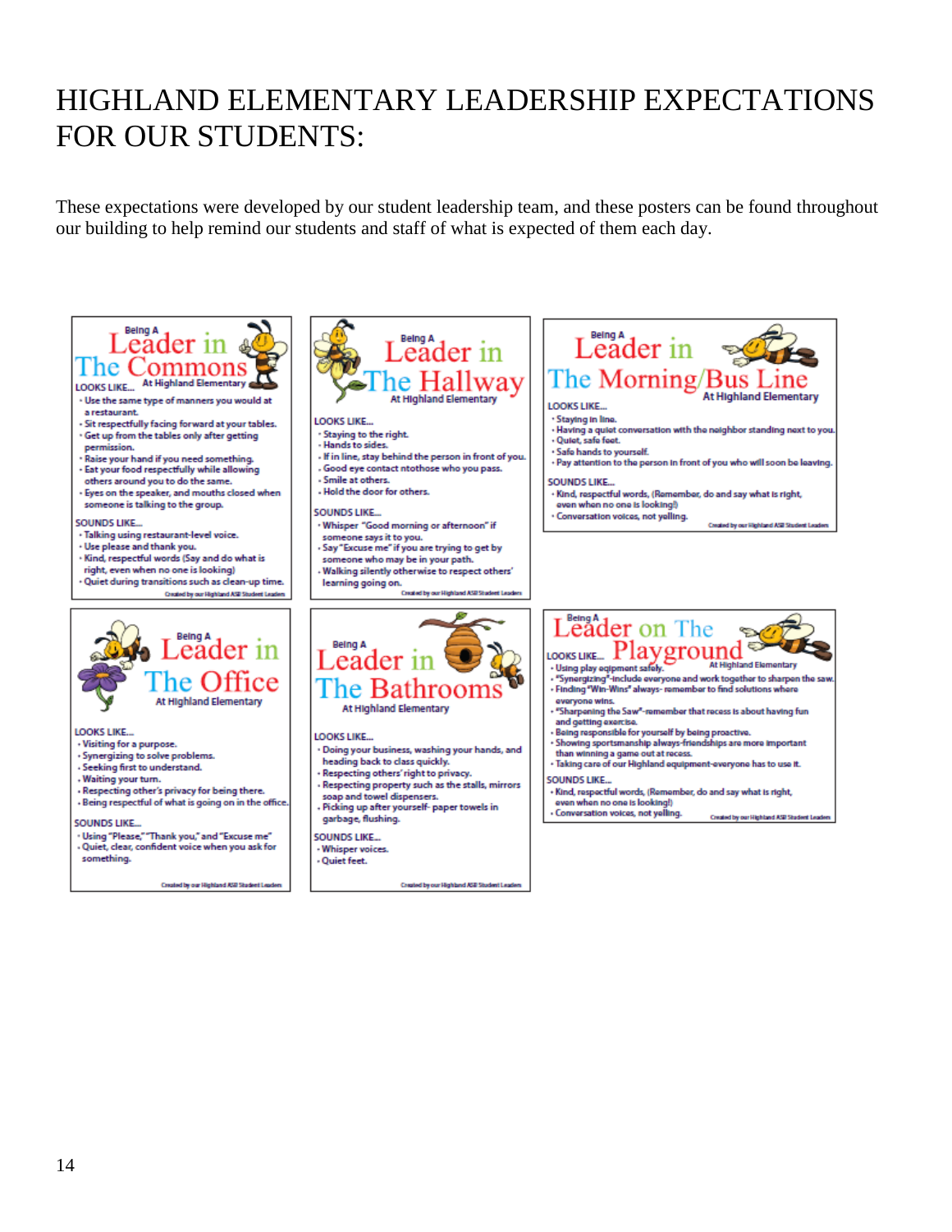# HIGHLAND ELEMENTARY LEADERSHIP EXPECTATIONS FOR OUR STUDENTS:

These expectations were developed by our student leadership team, and these posters can be found throughout our building to help remind our students and staff of what is expected of them each day.

## Being A Leader in The Commons

At Highland Elementary

LOOKS LIKE...

- Use the same type of manners you would at a restaurant.
- Sit respectfully facing forward at your tables.
- Get up from the tables only after getting permission.
- Raise your hand if you need something.
- Eat your food respectfully while allowing others around you to do the same.
- Eyes on the speaker, and mouths closed when someone is talking to the group.

SOUNDS LIKE...

- Talking using restaurant-level voice.
- Use please and thank you.
- Kind, respectful words (Say and do what is right, even when no one is looking)
- Quiet during transitions such as clean-up time.

Created by our Highland ASB Student Leaders

## Being A Leader in The Hallway

At Highland Elementary

LOOKS LIKE...

- Staying to the right.
- Hands to sides.
- If in line, stay behind the person in front of you.
- Good eye contact ntothose who you pass.
- Smile at others.
- Hold the door for others.

SOUNDS LIKE...

- Whisper "Good morning or afternoon" if someone says it to you.
- Say "Excuse me" if you are trying to get by someone who may be in your path.
- Walking silently otherwise to respect others' learning going on.

Created by our Highland ASB Student Leaders

## Being A Leader in The Morning/Bus Line

At Highland Elementary

LOOKS LIKE...

- Staying in line.
- Having a quiet conversation with the neighbor standing next to you.
- Quiet, safe feet.
- Safe hands to yourself.
- Pay attention to the person in front of you who will soon be leaving.

SOUNDS LIKE...

- Kind, respectful words, (Remember, do and say what is right, even when no one is looking!)
- Conversation voices, not yelling.

Created by our Highland ASB Student Leaders

## Being A Leader in The Office

At Highland Elementary

LOOKS LIKE...

- Visiting for a purpose.
- Synergizing to solve problems.
- Seeking first to understand.
- Waiting your turn.
- Respecting other's privacy for being there.
- Being respectful of what is going on in the office.

SOUNDS LIKE...

- Using "Please," "Thank you," and "Excuse me"
- Quiet, clear, confident voice when you ask for something.

Created by our Highland ASB Student Leaders

## Being A Leader in The Bathrooms

At Highland Elementary

LOOKS LIKE...

- Doing your business, washing your hands, and heading back to class quickly.
- Respecting others' right to privacy.
- Respecting property such as the stalls, mirrors soap and towel dispensers.
- Picking up after yourself- paper towels in garbage, flushing.

SOUNDS LIKE...

- Whisper voices.
- Quiet feet.

Created by our Highland ASB Student Leaders

## Being A Leader on The Playground

At Highland Elementary

LOOKS LIKE...

- Using play eqipment safely.
- "Synergizing"-include everyone and work together to sharpen the saw.
- Finding "Win-Wins" always- remember to find solutions where everyone wins.
- "Sharpening the Saw"-remember that recess is about having fun and getting exercise.
- Being responsible for yourself by being proactive.
- Showing sportsmanship always-friendships are more important than winning a game out at recess.
- Taking care of our Highland equipment-everyone has to use it.

SOUNDS LIKE...

- Kind, respectful words, (Remember, do and say what is right, even when no one is looking!)
- Conversation voices, not yelling.

Created by our Highland ASB Student Leaders